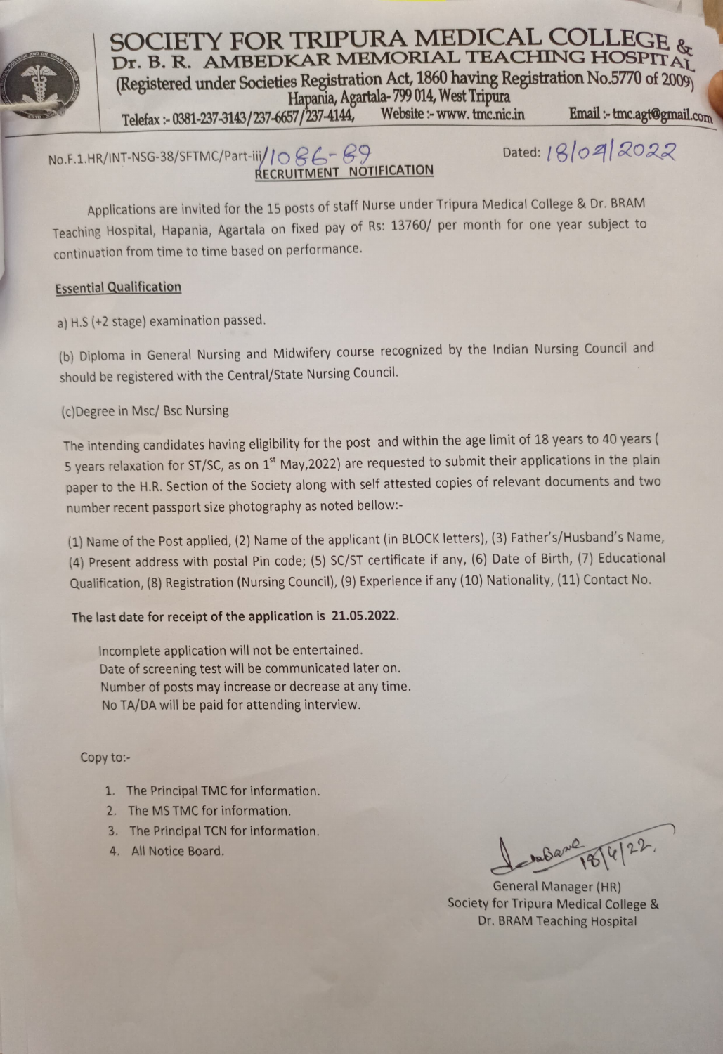# SOCIETY FOR TRIPURA MEDICAL COLLEGE & Dr. B. R. AMBEDKAR MEMORIAL TEACHING HOSPITAL

(Registered under Societies Registration Act, 1860 having Registration No.5770 of 2009)
Hapania, Agartala- 799 014, West Tripura

Telefax :- 0381-237-3143/237-6657/237-4144, Website :- www. tmc.nic.in Email :- tmc.agt@gmail.com

No.F.1.HR/INT-NSG-38/SFTMC/Part-iii/1086-89 Dated: 18/04/2022

## RECRUITMENT NOTIFICATION

Applications are invited for the 15 posts of staff Nurse under Tripura Medical College & Dr. BRAM Teaching Hospital, Hapania, Agartala on fixed pay of Rs: 13760/ per month for one year subject to continuation from time to time based on performance.

**Essential Qualification**

a) H.S (+2 stage) examination passed.

(b) Diploma in General Nursing and Midwifery course recognized by the Indian Nursing Council and should be registered with the Central/State Nursing Council.

(c)Degree in Msc/ Bsc Nursing

The intending candidates having eligibility for the post and within the age limit of 18 years to 40 years ( 5 years relaxation for ST/SC, as on 1st May,2022) are requested to submit their applications in the plain paper to the H.R. Section of the Society along with self attested copies of relevant documents and two number recent passport size photography as noted bellow:-

(1) Name of the Post applied, (2) Name of the applicant (in BLOCK letters), (3) Father's/Husband's Name, (4) Present address with postal Pin code; (5) SC/ST certificate if any, (6) Date of Birth, (7) Educational Qualification, (8) Registration (Nursing Council), (9) Experience if any (10) Nationality, (11) Contact No.

**The last date for receipt of the application is 21.05.2022.**

Incomplete application will not be entertained.
Date of screening test will be communicated later on.
Number of posts may increase or decrease at any time.
No TA/DA will be paid for attending interview.

Copy to:-

1. The Principal TMC for information.
2. The MS TMC for information.
3. The Principal TCN for information.
4. All Notice Board.

18/4/22.

General Manager (HR)
Society for Tripura Medical College &
Dr. BRAM Teaching Hospital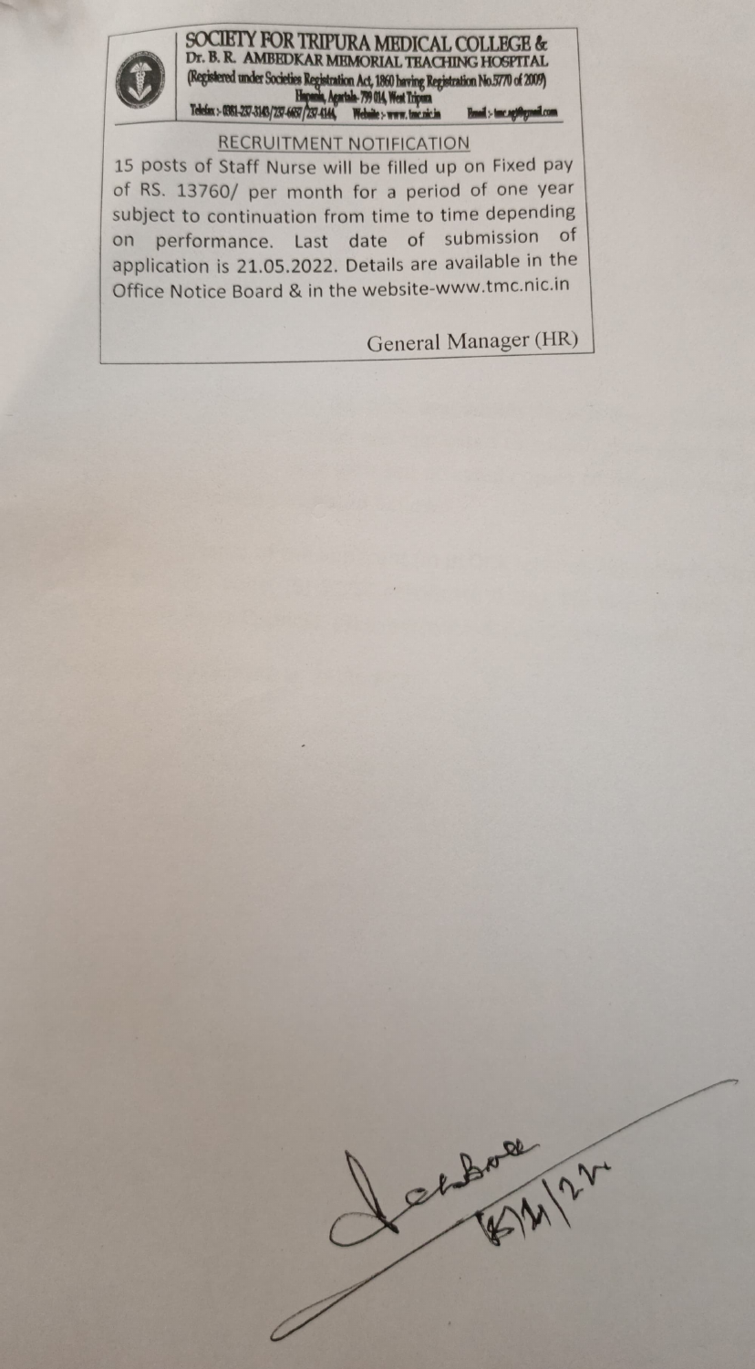# SOCIETY FOR TRIPURA MEDICAL COLLEGE &

## Dr. B. R. AMBEDKAR MEMORIAL TEACHING HOSPITAL

(Registered under Societies Registration Act, 1860 having Registration No.5770 of 2009)

Hapania, Agartala-799 014, West Tripura

Telefax :- 0381-237-3143/237-4657/237-4144, Website :- www.tmc.nic.in Email :- tmc.agt@gmail.com

## RECRUITMENT NOTIFICATION

15 posts of Staff Nurse will be filled up on Fixed pay of RS. 13760/ per month for a period of one year subject to continuation from time to time depending on performance. Last date of submission of application is 21.05.2022. Details are available in the Office Notice Board & in the website-www.tmc.nic.in

General Manager (HR)

18/4/22